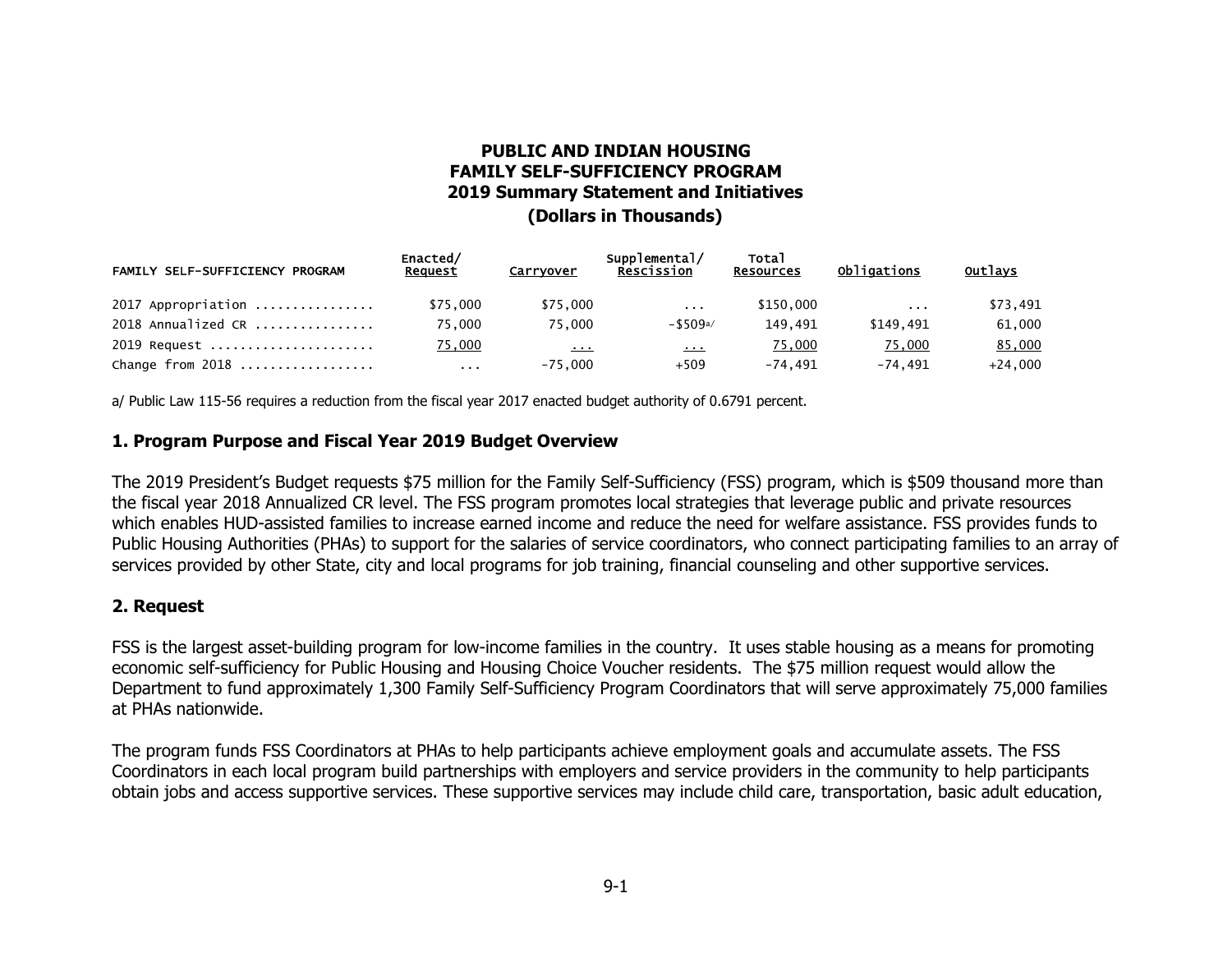# PUBLIC AND INDIAN HOUSING
## FAMILY SELF-SUFFICIENCY PROGRAM
## 2019 Summary Statement and Initiatives
### (Dollars in Thousands)

| FAMILY SELF-SUFFICIENCY PROGRAM | Enacted/ Request | Carryover | Supplemental/ Rescission | Total Resources | Obligations | Outlays |
|---|---|---|---|---|---|---|
| 2017 Appropriation ................ | $75,000 | $75,000 | ... | $150,000 | ... | $73,491 |
| 2018 Annualized CR ................ | 75,000 | 75,000 | -$509a/ | 149,491 | $149,491 | 61,000 |
| 2019 Request ...................... | 75,000 | ... | ... | 75,000 | 75,000 | 85,000 |
| Change from 2018 .................. | ... | -75,000 | +509 | -74,491 | -74,491 | +24,000 |

a/ Public Law 115-56 requires a reduction from the fiscal year 2017 enacted budget authority of 0.6791 percent.

## 1. Program Purpose and Fiscal Year 2019 Budget Overview

The 2019 President's Budget requests $75 million for the Family Self-Sufficiency (FSS) program, which is $509 thousand more than the fiscal year 2018 Annualized CR level. The FSS program promotes local strategies that leverage public and private resources which enables HUD-assisted families to increase earned income and reduce the need for welfare assistance. FSS provides funds to Public Housing Authorities (PHAs) to support for the salaries of service coordinators, who connect participating families to an array of services provided by other State, city and local programs for job training, financial counseling and other supportive services.

## 2. Request

FSS is the largest asset-building program for low-income families in the country. It uses stable housing as a means for promoting economic self-sufficiency for Public Housing and Housing Choice Voucher residents. The $75 million request would allow the Department to fund approximately 1,300 Family Self-Sufficiency Program Coordinators that will serve approximately 75,000 families at PHAs nationwide.

The program funds FSS Coordinators at PHAs to help participants achieve employment goals and accumulate assets. The FSS Coordinators in each local program build partnerships with employers and service providers in the community to help participants obtain jobs and access supportive services. These supportive services may include child care, transportation, basic adult education,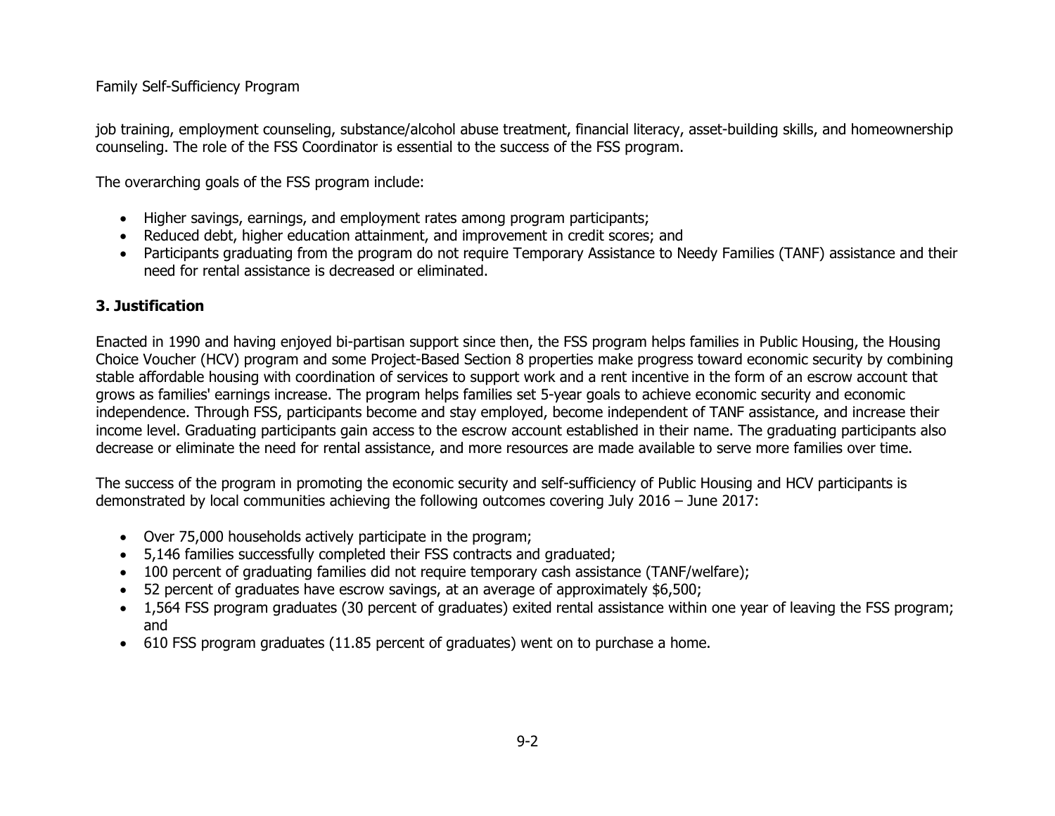job training, employment counseling, substance/alcohol abuse treatment, financial literacy, asset-building skills, and homeownership counseling. The role of the FSS Coordinator is essential to the success of the FSS program.

The overarching goals of the FSS program include:

- Higher savings, earnings, and employment rates among program participants;
- Reduced debt, higher education attainment, and improvement in credit scores; and
- Participants graduating from the program do not require Temporary Assistance to Needy Families (TANF) assistance and their need for rental assistance is decreased or eliminated.

### 3. Justification

Enacted in 1990 and having enjoyed bi-partisan support since then, the FSS program helps families in Public Housing, the Housing Choice Voucher (HCV) program and some Project-Based Section 8 properties make progress toward economic security by combining stable affordable housing with coordination of services to support work and a rent incentive in the form of an escrow account that grows as families' earnings increase. The program helps families set 5-year goals to achieve economic security and economic independence. Through FSS, participants become and stay employed, become independent of TANF assistance, and increase their income level. Graduating participants gain access to the escrow account established in their name. The graduating participants also decrease or eliminate the need for rental assistance, and more resources are made available to serve more families over time.

The success of the program in promoting the economic security and self-sufficiency of Public Housing and HCV participants is demonstrated by local communities achieving the following outcomes covering July 2016 – June 2017:

- Over 75,000 households actively participate in the program;
- 5,146 families successfully completed their FSS contracts and graduated;
- 100 percent of graduating families did not require temporary cash assistance (TANF/welfare);
- 52 percent of graduates have escrow savings, at an average of approximately $6,500;
- 1,564 FSS program graduates (30 percent of graduates) exited rental assistance within one year of leaving the FSS program; and
- 610 FSS program graduates (11.85 percent of graduates) went on to purchase a home.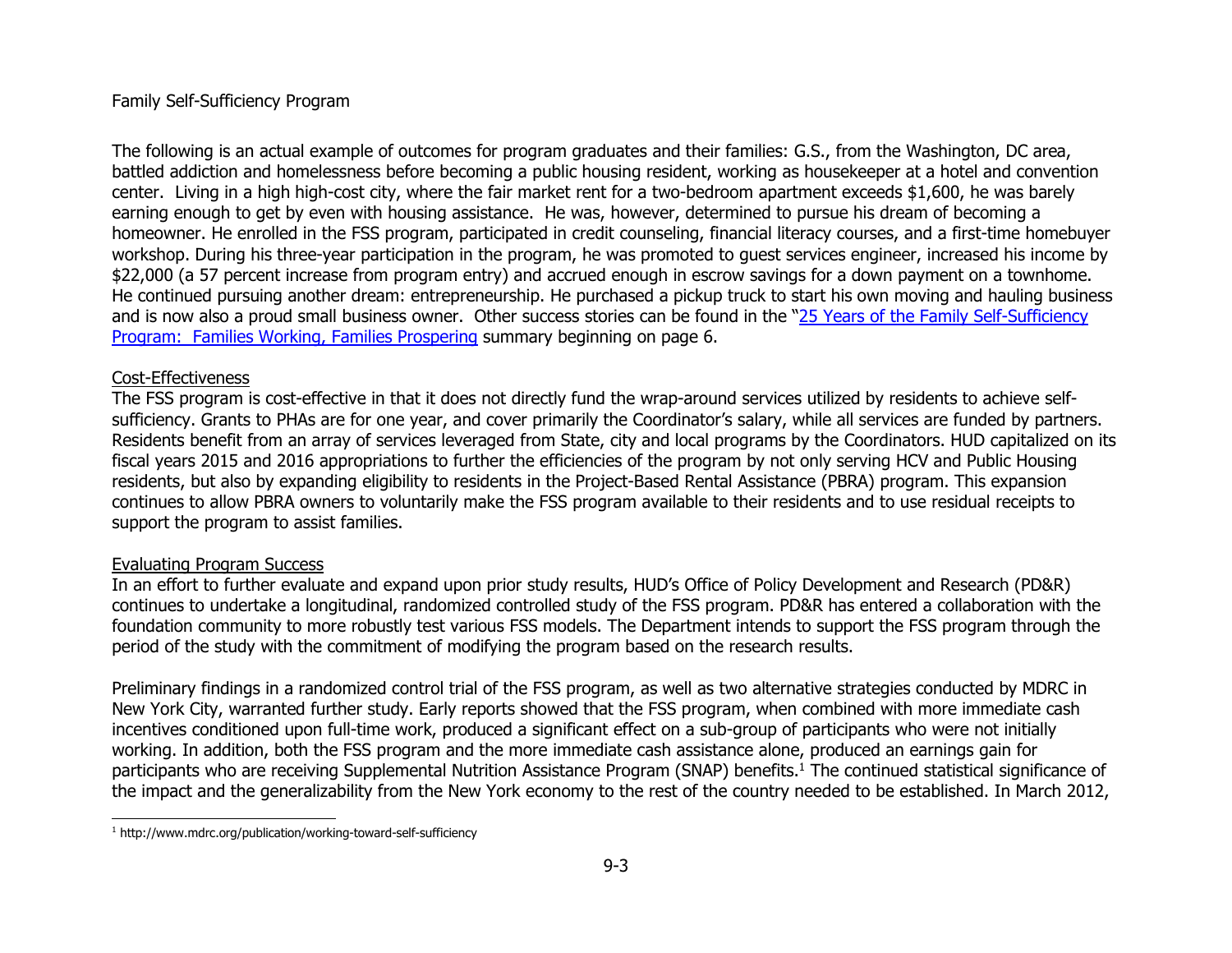Family Self-Sufficiency Program

The following is an actual example of outcomes for program graduates and their families: G.S., from the Washington, DC area, battled addiction and homelessness before becoming a public housing resident, working as housekeeper at a hotel and convention center. Living in a high high-cost city, where the fair market rent for a two-bedroom apartment exceeds $1,600, he was barely earning enough to get by even with housing assistance. He was, however, determined to pursue his dream of becoming a homeowner. He enrolled in the FSS program, participated in credit counseling, financial literacy courses, and a first-time homebuyer workshop. During his three-year participation in the program, he was promoted to guest services engineer, increased his income by $22,000 (a 57 percent increase from program entry) and accrued enough in escrow savings for a down payment on a townhome. He continued pursuing another dream: entrepreneurship. He purchased a pickup truck to start his own moving and hauling business and is now also a proud small business owner. Other success stories can be found in the "25 Years of the Family Self-Sufficiency Program: Families Working, Families Prospering summary beginning on page 6.

## Cost-Effectiveness

The FSS program is cost-effective in that it does not directly fund the wrap-around services utilized by residents to achieve self-sufficiency. Grants to PHAs are for one year, and cover primarily the Coordinator's salary, while all services are funded by partners. Residents benefit from an array of services leveraged from State, city and local programs by the Coordinators. HUD capitalized on its fiscal years 2015 and 2016 appropriations to further the efficiencies of the program by not only serving HCV and Public Housing residents, but also by expanding eligibility to residents in the Project-Based Rental Assistance (PBRA) program. This expansion continues to allow PBRA owners to voluntarily make the FSS program available to their residents and to use residual receipts to support the program to assist families.

## Evaluating Program Success

In an effort to further evaluate and expand upon prior study results, HUD's Office of Policy Development and Research (PD&R) continues to undertake a longitudinal, randomized controlled study of the FSS program. PD&R has entered a collaboration with the foundation community to more robustly test various FSS models. The Department intends to support the FSS program through the period of the study with the commitment of modifying the program based on the research results.

Preliminary findings in a randomized control trial of the FSS program, as well as two alternative strategies conducted by MDRC in New York City, warranted further study. Early reports showed that the FSS program, when combined with more immediate cash incentives conditioned upon full-time work, produced a significant effect on a sub-group of participants who were not initially working. In addition, both the FSS program and the more immediate cash assistance alone, produced an earnings gain for participants who are receiving Supplemental Nutrition Assistance Program (SNAP) benefits.[1] The continued statistical significance of the impact and the generalizability from the New York economy to the rest of the country needed to be established. In March 2012,

[1] http://www.mdrc.org/publication/working-toward-self-sufficiency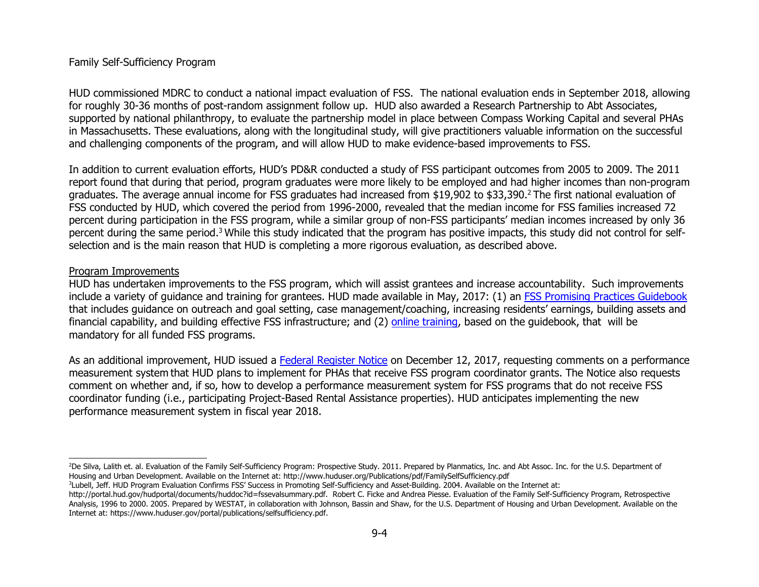Family Self-Sufficiency Program

HUD commissioned MDRC to conduct a national impact evaluation of FSS. The national evaluation ends in September 2018, allowing for roughly 30-36 months of post-random assignment follow up. HUD also awarded a Research Partnership to Abt Associates, supported by national philanthropy, to evaluate the partnership model in place between Compass Working Capital and several PHAs in Massachusetts. These evaluations, along with the longitudinal study, will give practitioners valuable information on the successful and challenging components of the program, and will allow HUD to make evidence-based improvements to FSS.

In addition to current evaluation efforts, HUD's PD&R conducted a study of FSS participant outcomes from 2005 to 2009. The 2011 report found that during that period, program graduates were more likely to be employed and had higher incomes than non-program graduates. The average annual income for FSS graduates had increased from $19,902 to $33,390.[2] The first national evaluation of FSS conducted by HUD, which covered the period from 1996-2000, revealed that the median income for FSS families increased 72 percent during participation in the FSS program, while a similar group of non-FSS participants' median incomes increased by only 36 percent during the same period.[3] While this study indicated that the program has positive impacts, this study did not control for self-selection and is the main reason that HUD is completing a more rigorous evaluation, as described above.

Program Improvements

HUD has undertaken improvements to the FSS program, which will assist grantees and increase accountability. Such improvements include a variety of guidance and training for grantees. HUD made available in May, 2017: (1) an FSS Promising Practices Guidebook that includes guidance on outreach and goal setting, case management/coaching, increasing residents' earnings, building assets and financial capability, and building effective FSS infrastructure; and (2) online training, based on the guidebook, that will be mandatory for all funded FSS programs.

As an additional improvement, HUD issued a Federal Register Notice on December 12, 2017, requesting comments on a performance measurement system that HUD plans to implement for PHAs that receive FSS program coordinator grants. The Notice also requests comment on whether and, if so, how to develop a performance measurement system for FSS programs that do not receive FSS coordinator funding (i.e., participating Project-Based Rental Assistance properties). HUD anticipates implementing the new performance measurement system in fiscal year 2018.

---

[2] De Silva, Lalith et. al. Evaluation of the Family Self-Sufficiency Program: Prospective Study. 2011. Prepared by Planmatics, Inc. and Abt Assoc. Inc. for the U.S. Department of Housing and Urban Development. Available on the Internet at: http://www.huduser.org/Publications/pdf/FamilySelfSufficiency.pdf

[3] Lubell, Jeff. HUD Program Evaluation Confirms FSS' Success in Promoting Self-Sufficiency and Asset-Building. 2004. Available on the Internet at: http://portal.hud.gov/hudportal/documents/huddoc?id=fssevalsummary.pdf. Robert C. Ficke and Andrea Piesse. Evaluation of the Family Self-Sufficiency Program, Retrospective Analysis, 1996 to 2000. 2005. Prepared by WESTAT, in collaboration with Johnson, Bassin and Shaw, for the U.S. Department of Housing and Urban Development. Available on the Internet at: https://www.huduser.gov/portal/publications/selfsufficiency.pdf.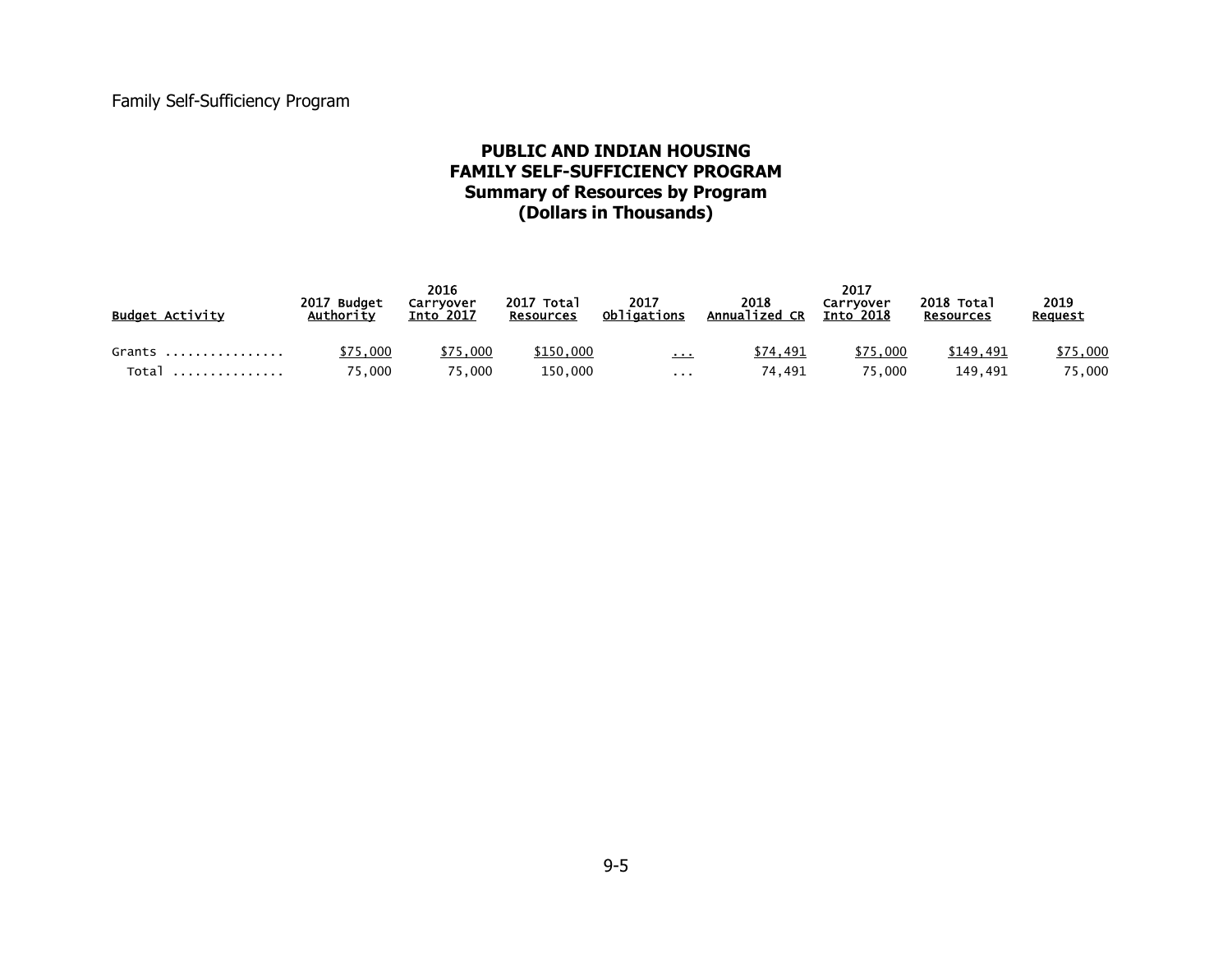# PUBLIC AND INDIAN HOUSING
# FAMILY SELF-SUFFICIENCY PROGRAM
## Summary of Resources by Program
## (Dollars in Thousands)

| Budget Activity | 2017 Budget Authority | 2016 Carryover Into 2017 | 2017 Total Resources | 2017 Obligations | 2018 Annualized CR | 2017 Carryover Into 2018 | 2018 Total Resources | 2019 Request |
|---|---|---|---|---|---|---|---|---|
| Grants ................ | $75,000 | $75,000 | $150,000 | ... | $74,491 | $75,000 | $149,491 | $75,000 |
| Total ............... | 75,000 | 75,000 | 150,000 | ... | 74,491 | 75,000 | 149,491 | 75,000 |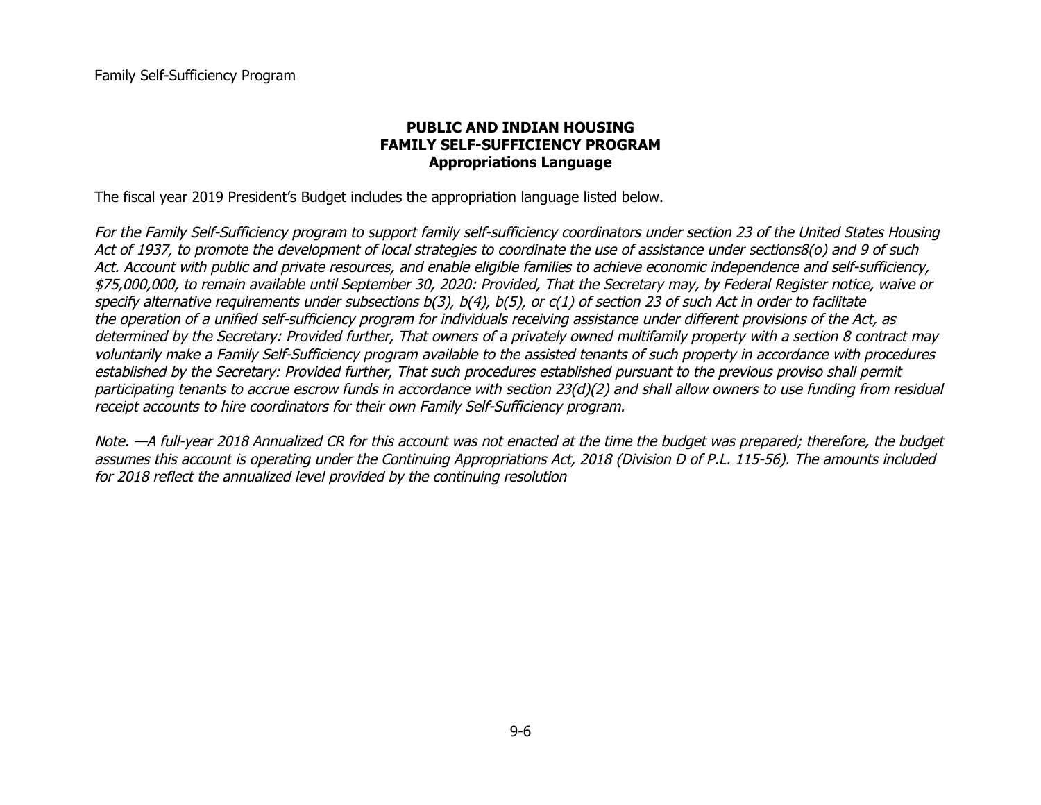**PUBLIC AND INDIAN HOUSING**
**FAMILY SELF-SUFFICIENCY PROGRAM**
**Appropriations Language**

The fiscal year 2019 President's Budget includes the appropriation language listed below.

*For the Family Self-Sufficiency program to support family self-sufficiency coordinators under section 23 of the United States Housing Act of 1937, to promote the development of local strategies to coordinate the use of assistance under sections8(o) and 9 of such Act. Account with public and private resources, and enable eligible families to achieve economic independence and self-sufficiency, $75,000,000, to remain available until September 30, 2020: Provided, That the Secretary may, by Federal Register notice, waive or specify alternative requirements under subsections b(3), b(4), b(5), or c(1) of section 23 of such Act in order to facilitate the operation of a unified self-sufficiency program for individuals receiving assistance under different provisions of the Act, as determined by the Secretary: Provided further, That owners of a privately owned multifamily property with a section 8 contract may voluntarily make a Family Self-Sufficiency program available to the assisted tenants of such property in accordance with procedures established by the Secretary: Provided further, That such procedures established pursuant to the previous proviso shall permit participating tenants to accrue escrow funds in accordance with section 23(d)(2) and shall allow owners to use funding from residual receipt accounts to hire coordinators for their own Family Self-Sufficiency program.*

*Note. —A full-year 2018 Annualized CR for this account was not enacted at the time the budget was prepared; therefore, the budget assumes this account is operating under the Continuing Appropriations Act, 2018 (Division D of P.L. 115-56). The amounts included for 2018 reflect the annualized level provided by the continuing resolution*